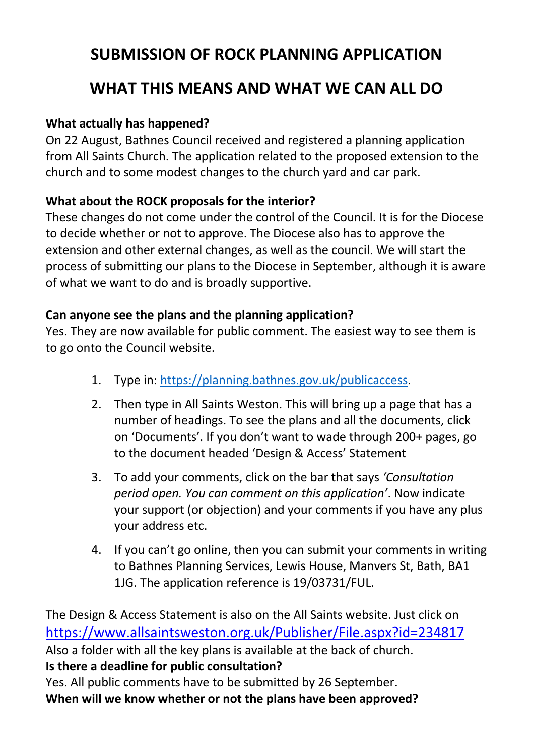# SUBMISSION OF ROCK PLANNING APPLICATION

# WHAT THIS MEANS AND WHAT WE CAN ALL DO

**What actually has happened?**

On 22 August, Bathnes Council received and registered a planning application from All Saints Church. The application related to the proposed extension to the church and to some modest changes to the church yard and car park.

**What about the ROCK proposals for the interior?**

These changes do not come under the control of the Council. It is for the Diocese to decide whether or not to approve. The Diocese also has to approve the extension and other external changes, as well as the council. We will start the process of submitting our plans to the Diocese in September, although it is aware of what we want to do and is broadly supportive.

**Can anyone see the plans and the planning application?**

Yes. They are now available for public comment. The easiest way to see them is to go onto the Council website.

1. Type in: [https://planning.bathnes.gov.uk/publicaccess](https://planning.bathnes.gov.uk/publicaccess).
2. Then type in All Saints Weston. This will bring up a page that has a number of headings. To see the plans and all the documents, click on 'Documents'. If you don't want to wade through 200+ pages, go to the document headed 'Design & Access' Statement
3. To add your comments, click on the bar that says *'Consultation period open. You can comment on this application'*. Now indicate your support (or objection) and your comments if you have any plus your address etc.
4. If you can't go online, then you can submit your comments in writing to Bathnes Planning Services, Lewis House, Manvers St, Bath, BA1 1JG. The application reference is 19/03731/FUL.

The Design & Access Statement is also on the All Saints website. Just click on [https://www.allsaintsweston.org.uk/Publisher/File.aspx?id=234817](https://www.allsaintsweston.org.uk/Publisher/File.aspx?id=234817)
Also a folder with all the key plans is available at the back of church.

**Is there a deadline for public consultation?**

Yes. All public comments have to be submitted by 26 September.

**When will we know whether or not the plans have been approved?**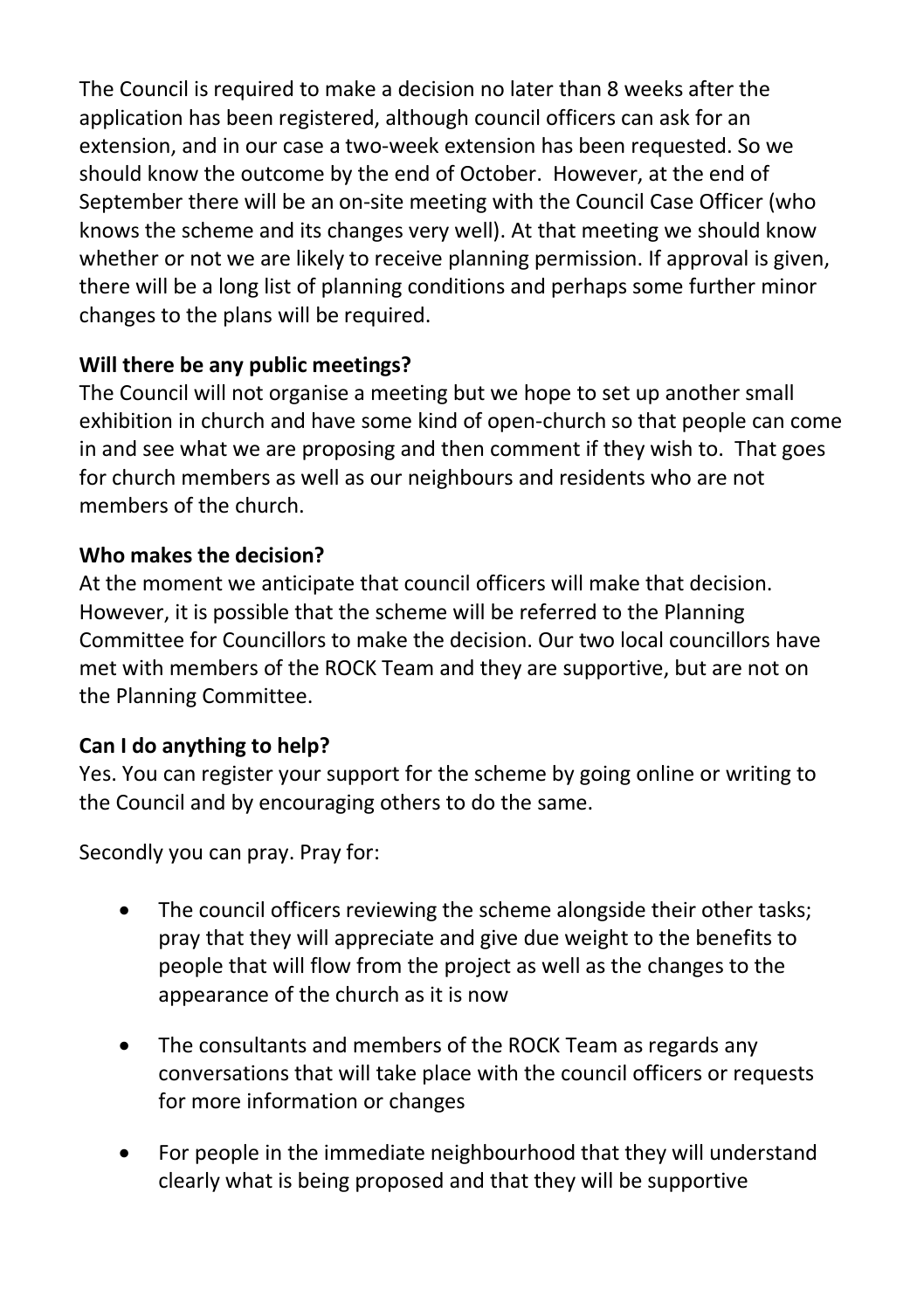The Council is required to make a decision no later than 8 weeks after the application has been registered, although council officers can ask for an extension, and in our case a two-week extension has been requested. So we should know the outcome by the end of October. However, at the end of September there will be an on-site meeting with the Council Case Officer (who knows the scheme and its changes very well). At that meeting we should know whether or not we are likely to receive planning permission. If approval is given, there will be a long list of planning conditions and perhaps some further minor changes to the plans will be required.

**Will there be any public meetings?**

The Council will not organise a meeting but we hope to set up another small exhibition in church and have some kind of open-church so that people can come in and see what we are proposing and then comment if they wish to. That goes for church members as well as our neighbours and residents who are not members of the church.

**Who makes the decision?**

At the moment we anticipate that council officers will make that decision. However, it is possible that the scheme will be referred to the Planning Committee for Councillors to make the decision. Our two local councillors have met with members of the ROCK Team and they are supportive, but are not on the Planning Committee.

**Can I do anything to help?**

Yes. You can register your support for the scheme by going online or writing to the Council and by encouraging others to do the same.

Secondly you can pray. Pray for:

- The council officers reviewing the scheme alongside their other tasks; pray that they will appreciate and give due weight to the benefits to people that will flow from the project as well as the changes to the appearance of the church as it is now
- The consultants and members of the ROCK Team as regards any conversations that will take place with the council officers or requests for more information or changes
- For people in the immediate neighbourhood that they will understand clearly what is being proposed and that they will be supportive